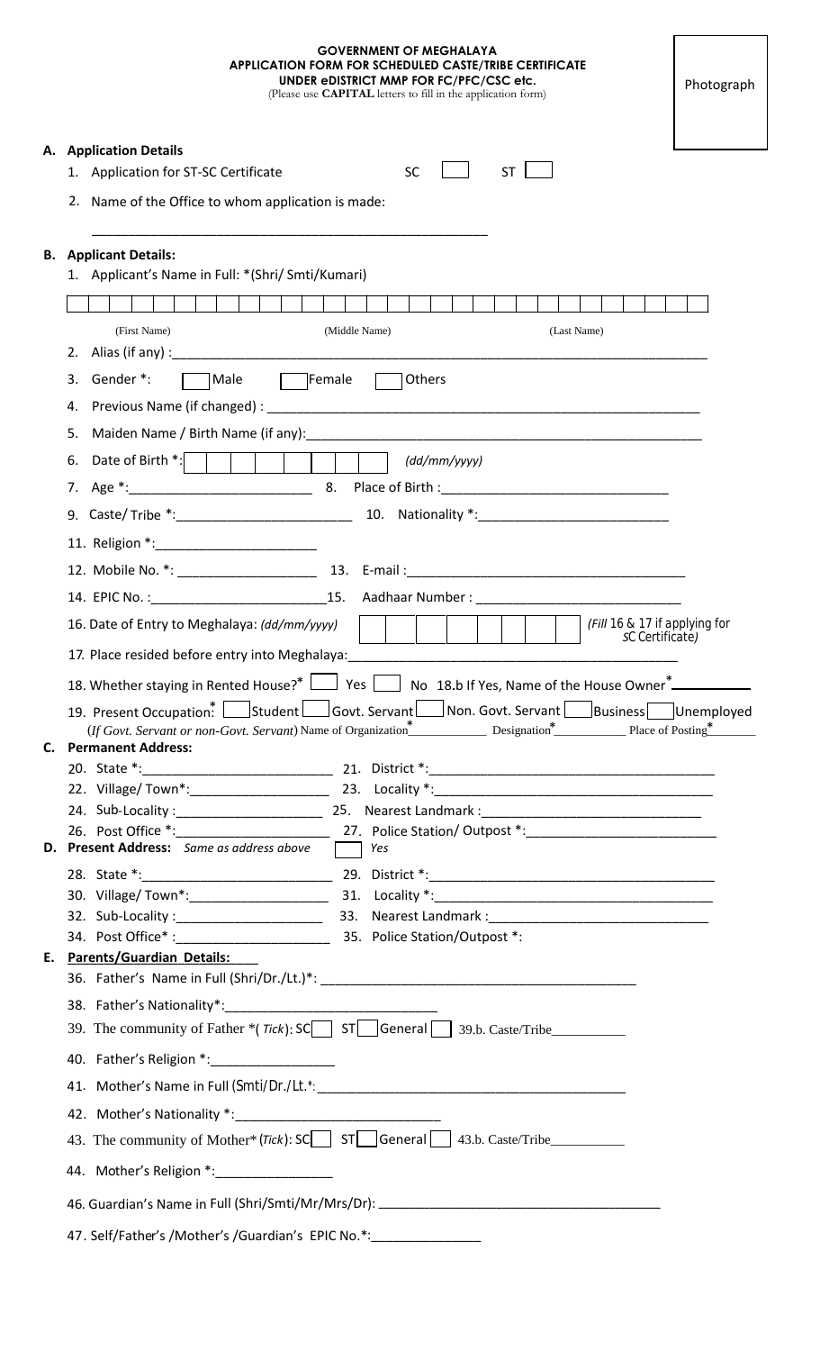**GOVERNMENT OF MEGHALAYA**
**APPLICATION FORM FOR SCHEDULED CASTE/TRIBE CERTIFICATE**
**UNDER eDISTRICT MMP FOR FC/PFC/CSC etc.**
(Please use **CAPITAL** letters to fill in the application form)

Photograph

**A. Application Details**

1. Application for ST-SC Certificate SC [ ] ST [ ]
2. Name of the Office to whom application is made:

_______________________________________________

**B. Applicant Details:**

1. Applicant's Name in Full: *(Shri/ Smti/Kumari)

| | | | | | | | | | | | | | | | | | | | | | | | | | | | | | | | | | |
|---|---|---|---|---|---|---|---|---|---|---|---|---|---|---|---|---|---|---|---|---|---|---|---|---|---|---|---|---|---|---|---|---|---|

(First Name) (Middle Name) (Last Name)

2. Alias (if any) :___________________________________________
3. Gender *: [ ] Male [ ] Female [ ] Others
4. Previous Name (if changed) : ___________________________________________
5. Maiden Name / Birth Name (if any):___________________________________________
6. Date of Birth *: [ | ] [ | ] [ | | | ] *(dd/mm/yyyy)*
7. Age *:________________________ 8. Place of Birth :______________________________
9. Caste/ Tribe *:________________________ 10. Nationality *:__________________________
11. Religion *:______________________
12. Mobile No. *: ___________________ 13. E-mail :_____________________________________
14. EPIC No. :________________________ 15. Aadhaar Number : ___________________________
16. Date of Entry to Meghalaya: *(dd/mm/yyyy)* [ | ] [ | ] [ | | | ] *(Fill 16 & 17 if applying for SC Certificate)*
17. Place resided before entry into Meghalaya:_____________________________________________
18. Whether staying in Rented House?* [ ] Yes [ ] No 18.b If Yes, Name of the House Owner*__________
19. Present Occupation:* [ ] Student [ ] Govt. Servant [ ] Non. Govt. Servant [ ] Business [ ] Unemployed
    (*If Govt. Servant or non-Govt. Servant*) Name of Organization*__________ Designation*__________ Place of Posting*______

**C. Permanent Address:**

20. State *:_________________________ 21. District *:_____________________________________
22. Village/ Town*:___________________ 23. Locality *:_____________________________________
24. Sub-Locality :____________________ 25. Nearest Landmark :_____________________________
26. Post Office *:____________________ 27. Police Station/ Outpost *:_________________________

**D. Present Address:** *Same as address above* [ ] Yes

28. State *:_________________________ 29. District *:_____________________________________
30. Village/ Town*:___________________ 31. Locality *:_____________________________________
32. Sub-Locality :____________________ 33. Nearest Landmark :_____________________________
34. Post Office* :____________________ 35. Police Station/Outpost *:

**E. Parents/Guardian Details:**

36. Father's Name in Full (Shri/Dr./Lt.)*: ___________________________________________
38. Father's Nationality*:_____________________________
39. The community of Father *( *Tick*): SC [ ] ST [ ] General [ ] 39.b. Caste/Tribe__________
40. Father's Religion *:_________________
41. Mother's Name in Full (Smti/Dr./Lt.*: ___________________________________________
42. Mother's Nationality *:_____________________________
43. The community of Mother* (*Tick*): SC [ ] ST [ ] General [ ] 43.b. Caste/Tribe__________
44. Mother's Religion *:________________
46. Guardian's Name in Full (Shri/Smti/Mr/Mrs/Dr): ______________________________________
47. Self/Father's /Mother's /Guardian's EPIC No.*:_______________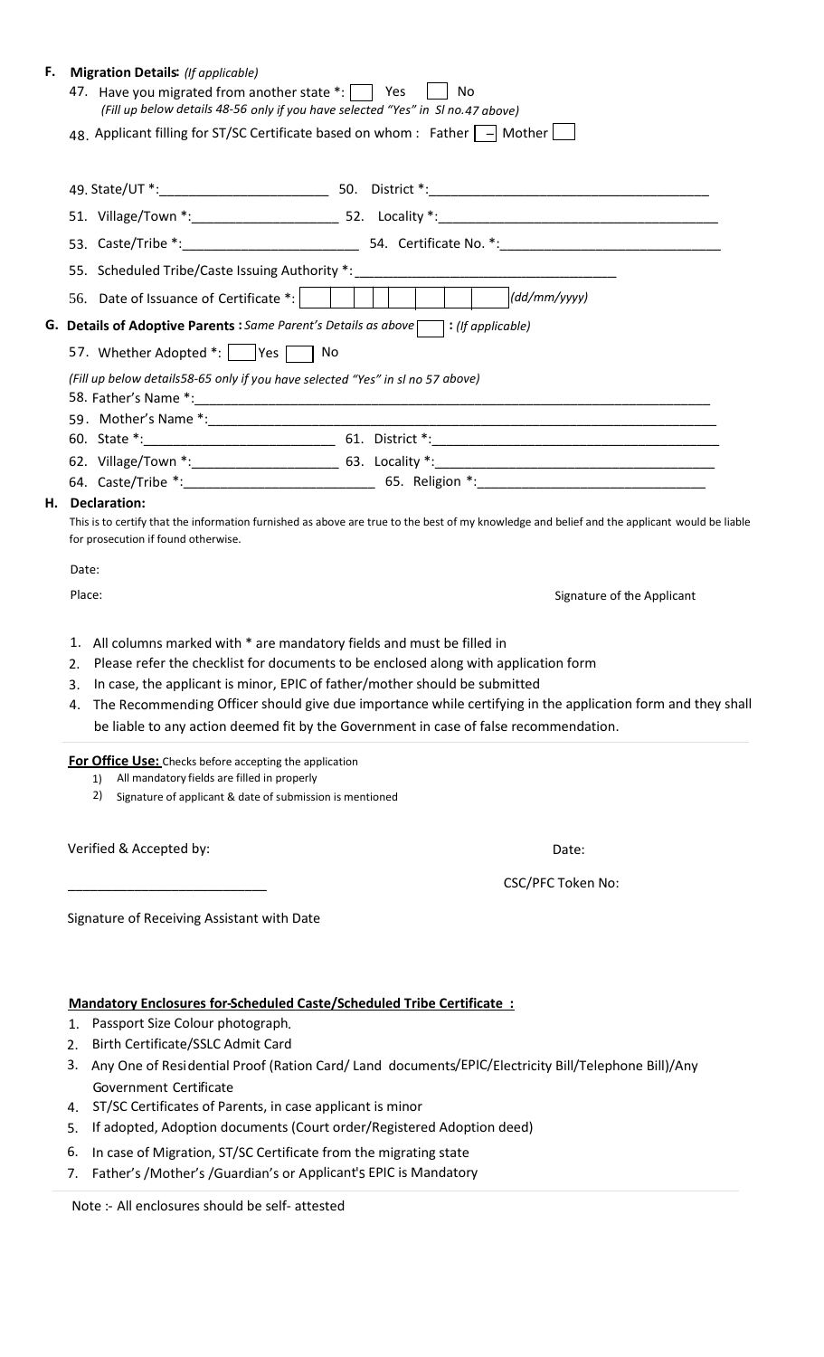**F. Migration Details:** *(If applicable)*

47. Have you migrated from another state *: [ ] Yes [ ] No

*(Fill up below details 48-56 only if you have selected "Yes" in Sl no.47 above)*

48. Applicant filling for ST/SC Certificate based on whom : Father [ – ] Mother [ ]

49. State/UT *:______________________ 50. District *:____________________________________

51. Village/Town *:___________________ 52. Locality *:____________________________________

53. Caste/Tribe *:______________________ 54. Certificate No. *:_____________________________

55. Scheduled Tribe/Caste Issuing Authority *:__________________________________

56. Date of Issuance of Certificate *: [ | | | | | | | ] (dd/mm/yyyy)

**G. Details of Adoptive Parents :** *Same Parent's Details as above* [ ] **:** *(If applicable)*

57. Whether Adopted *: [ ] Yes [ ] No

*(Fill up below details58-65 only if you have selected "Yes" in sl no 57 above)*

58. Father's Name *:_________________________________________________________________

59. Mother's Name *:________________________________________________________________

60. State *:_________________________ 61. District *:_____________________________________

62. Village/Town *:___________________ 63. Locality *:____________________________________

64. Caste/Tribe *:________________________ 65. Religion *:______________________________

**H. Declaration:**

This is to certify that the information furnished as above are true to the best of my knowledge and belief and the applicant would be liable for prosecution if found otherwise.

Date:

Place: Signature of the Applicant

1. All columns marked with * are mandatory fields and must be filled in
2. Please refer the checklist for documents to be enclosed along with application form
3. In case, the applicant is minor, EPIC of father/mother should be submitted
4. The Recommending Officer should give due importance while certifying in the application form and they shall be liable to any action deemed fit by the Government in case of false recommendation.

**For Office Use:** Checks before accepting the application

1) All mandatory fields are filled in properly
2) Signature of applicant & date of submission is mentioned

Verified & Accepted by: Date:

__________________________ CSC/PFC Token No:

Signature of Receiving Assistant with Date

**Mandatory Enclosures for Scheduled Caste/Scheduled Tribe Certificate :**

1. Passport Size Colour photograph.
2. Birth Certificate/SSLC Admit Card
3. Any One of Residential Proof (Ration Card/ Land documents/EPIC/Electricity Bill/Telephone Bill)/Any Government Certificate
4. ST/SC Certificates of Parents, in case applicant is minor
5. If adopted, Adoption documents (Court order/Registered Adoption deed)
6. In case of Migration, ST/SC Certificate from the migrating state
7. Father's /Mother's /Guardian's or Applicant's EPIC is Mandatory

Note :- All enclosures should be self- attested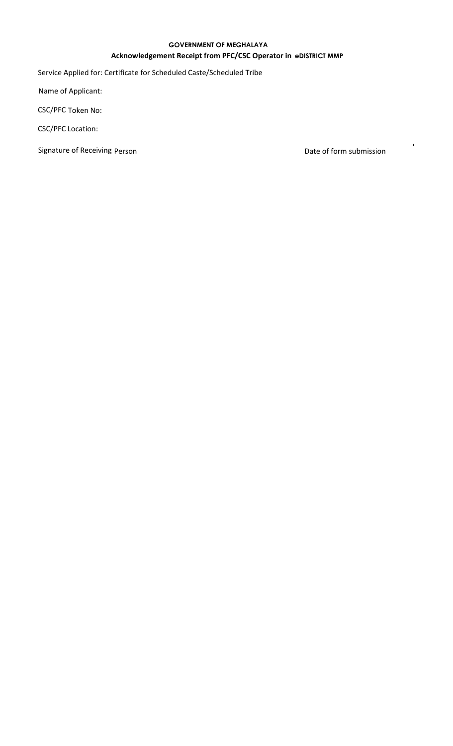**GOVERNMENT OF MEGHALAYA**

**Acknowledgement Receipt from PFC/CSC Operator in eDISTRICT MMP**

Service Applied for: Certificate for Scheduled Caste/Scheduled Tribe

Name of Applicant:

CSC/PFC Token No:

CSC/PFC Location:

Signature of Receiving Person

Date of form submission